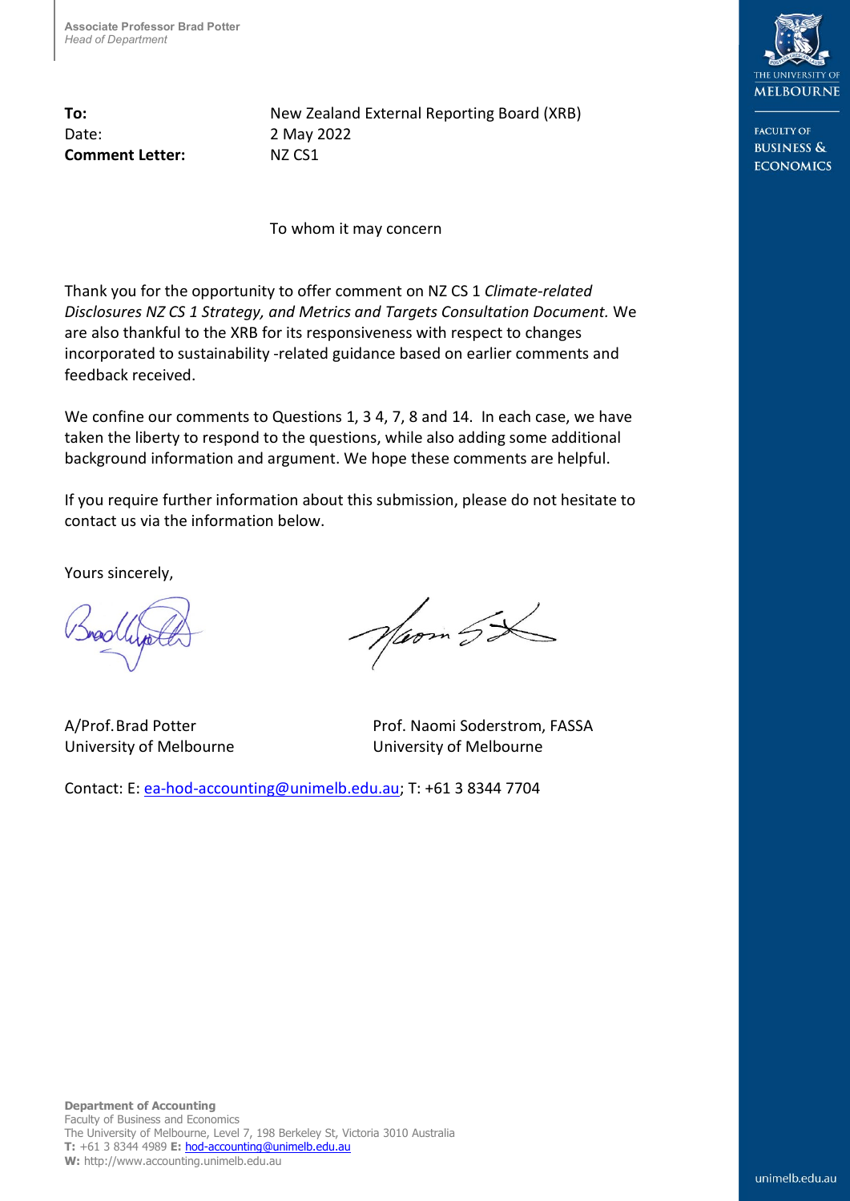Associate Professor Brad Potter
*Head of Department*

| | |
|---|---|
| **To:** | New Zealand External Reporting Board (XRB) |
| Date: | 2 May 2022 |
| **Comment Letter:** | NZ CS1 |

To whom it may concern

Thank you for the opportunity to offer comment on NZ CS 1 *Climate-related Disclosures NZ CS 1 Strategy, and Metrics and Targets Consultation Document.* We are also thankful to the XRB for its responsiveness with respect to changes incorporated to sustainability -related guidance based on earlier comments and feedback received.

We confine our comments to Questions 1, 3 4, 7, 8 and 14. In each case, we have taken the liberty to respond to the questions, while also adding some additional background information and argument. We hope these comments are helpful.

If you require further information about this submission, please do not hesitate to contact us via the information below.

Yours sincerely,

| | |
|---|---|
| A/Prof. Brad Potter | Prof. Naomi Soderstrom, FASSA |
| University of Melbourne | University of Melbourne |

Contact: E: ea-hod-accounting@unimelb.edu.au; T: +61 3 8344 7704

**Department of Accounting**
Faculty of Business and Economics
The University of Melbourne, Level 7, 198 Berkeley St, Victoria 3010 Australia
**T:** +61 3 8344 4989 **E:** hod-accounting@unimelb.edu.au
**W:** http://www.accounting.unimelb.edu.au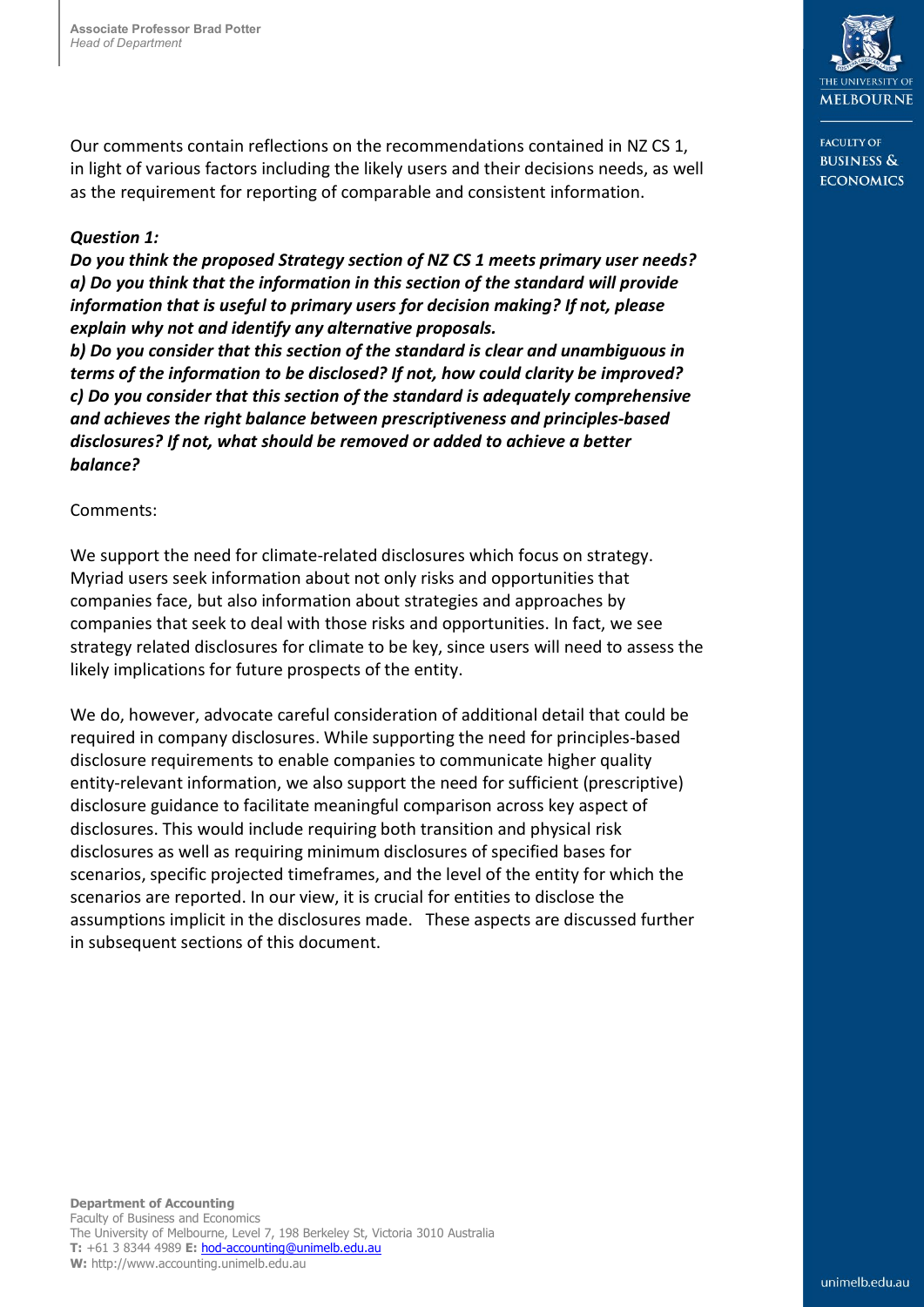Our comments contain reflections on the recommendations contained in NZ CS 1, in light of various factors including the likely users and their decisions needs, as well as the requirement for reporting of comparable and consistent information.

***Question 1:***

***Do you think the proposed Strategy section of NZ CS 1 meets primary user needs?***
***a) Do you think that the information in this section of the standard will provide information that is useful to primary users for decision making? If not, please explain why not and identify any alternative proposals.***
***b) Do you consider that this section of the standard is clear and unambiguous in terms of the information to be disclosed? If not, how could clarity be improved?***
***c) Do you consider that this section of the standard is adequately comprehensive and achieves the right balance between prescriptiveness and principles-based disclosures? If not, what should be removed or added to achieve a better balance?***

Comments:

We support the need for climate-related disclosures which focus on strategy. Myriad users seek information about not only risks and opportunities that companies face, but also information about strategies and approaches by companies that seek to deal with those risks and opportunities. In fact, we see strategy related disclosures for climate to be key, since users will need to assess the likely implications for future prospects of the entity.

We do, however, advocate careful consideration of additional detail that could be required in company disclosures. While supporting the need for principles-based disclosure requirements to enable companies to communicate higher quality entity-relevant information, we also support the need for sufficient (prescriptive) disclosure guidance to facilitate meaningful comparison across key aspect of disclosures. This would include requiring both transition and physical risk disclosures as well as requiring minimum disclosures of specified bases for scenarios, specific projected timeframes, and the level of the entity for which the scenarios are reported. In our view, it is crucial for entities to disclose the assumptions implicit in the disclosures made. These aspects are discussed further in subsequent sections of this document.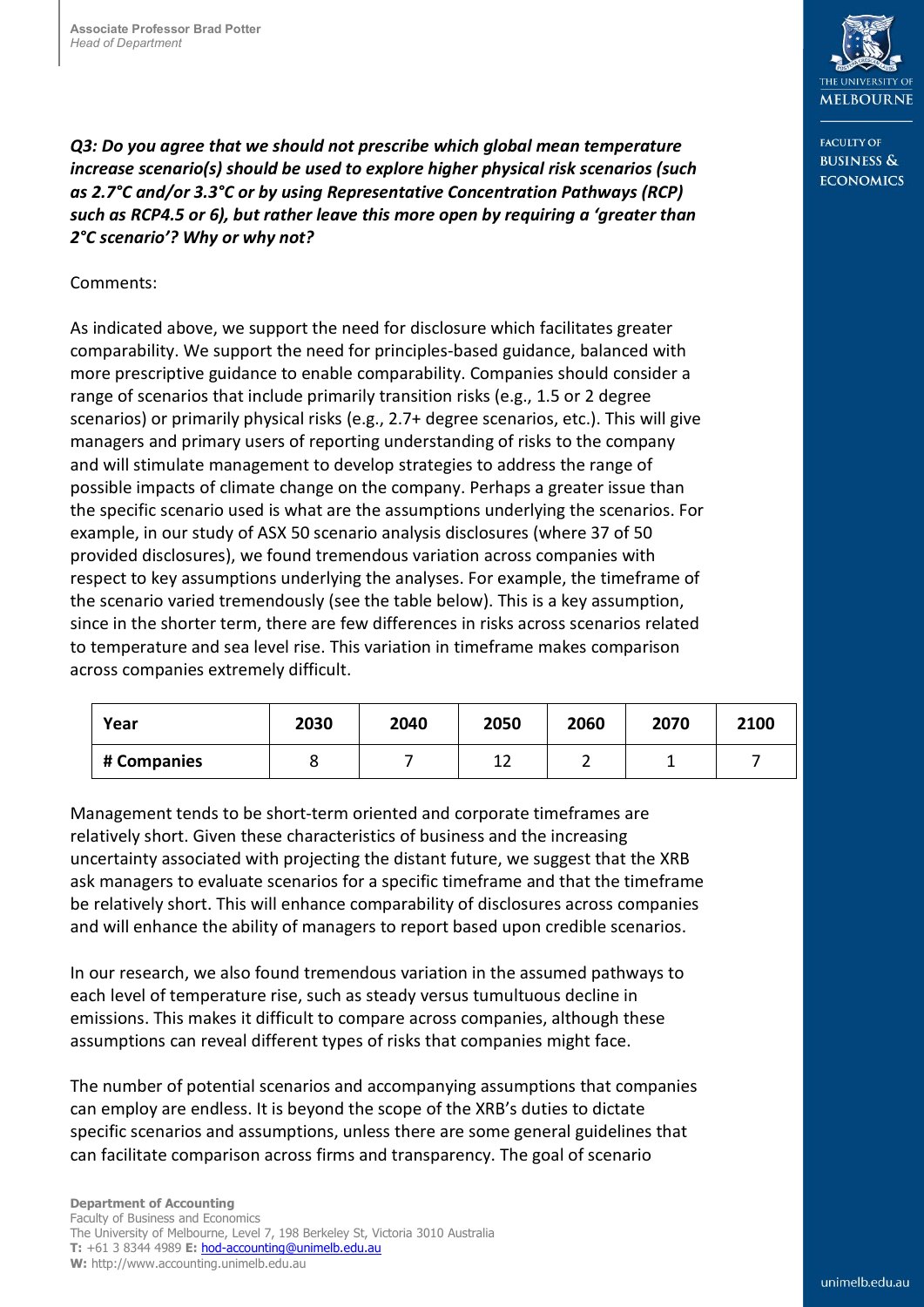***Q3: Do you agree that we should not prescribe which global mean temperature increase scenario(s) should be used to explore higher physical risk scenarios (such as 2.7°C and/or 3.3°C or by using Representative Concentration Pathways (RCP) such as RCP4.5 or 6), but rather leave this more open by requiring a 'greater than 2°C scenario'? Why or why not?***

Comments:

As indicated above, we support the need for disclosure which facilitates greater comparability. We support the need for principles-based guidance, balanced with more prescriptive guidance to enable comparability. Companies should consider a range of scenarios that include primarily transition risks (e.g., 1.5 or 2 degree scenarios) or primarily physical risks (e.g., 2.7+ degree scenarios, etc.). This will give managers and primary users of reporting understanding of risks to the company and will stimulate management to develop strategies to address the range of possible impacts of climate change on the company. Perhaps a greater issue than the specific scenario used is what are the assumptions underlying the scenarios. For example, in our study of ASX 50 scenario analysis disclosures (where 37 of 50 provided disclosures), we found tremendous variation across companies with respect to key assumptions underlying the analyses. For example, the timeframe of the scenario varied tremendously (see the table below). This is a key assumption, since in the shorter term, there are few differences in risks across scenarios related to temperature and sea level rise. This variation in timeframe makes comparison across companies extremely difficult.

| Year | 2030 | 2040 | 2050 | 2060 | 2070 | 2100 |
|---|---|---|---|---|---|---|
| # Companies | 8 | 7 | 12 | 2 | 1 | 7 |

Management tends to be short-term oriented and corporate timeframes are relatively short. Given these characteristics of business and the increasing uncertainty associated with projecting the distant future, we suggest that the XRB ask managers to evaluate scenarios for a specific timeframe and that the timeframe be relatively short. This will enhance comparability of disclosures across companies and will enhance the ability of managers to report based upon credible scenarios.

In our research, we also found tremendous variation in the assumed pathways to each level of temperature rise, such as steady versus tumultuous decline in emissions. This makes it difficult to compare across companies, although these assumptions can reveal different types of risks that companies might face.

The number of potential scenarios and accompanying assumptions that companies can employ are endless. It is beyond the scope of the XRB's duties to dictate specific scenarios and assumptions, unless there are some general guidelines that can facilitate comparison across firms and transparency. The goal of scenario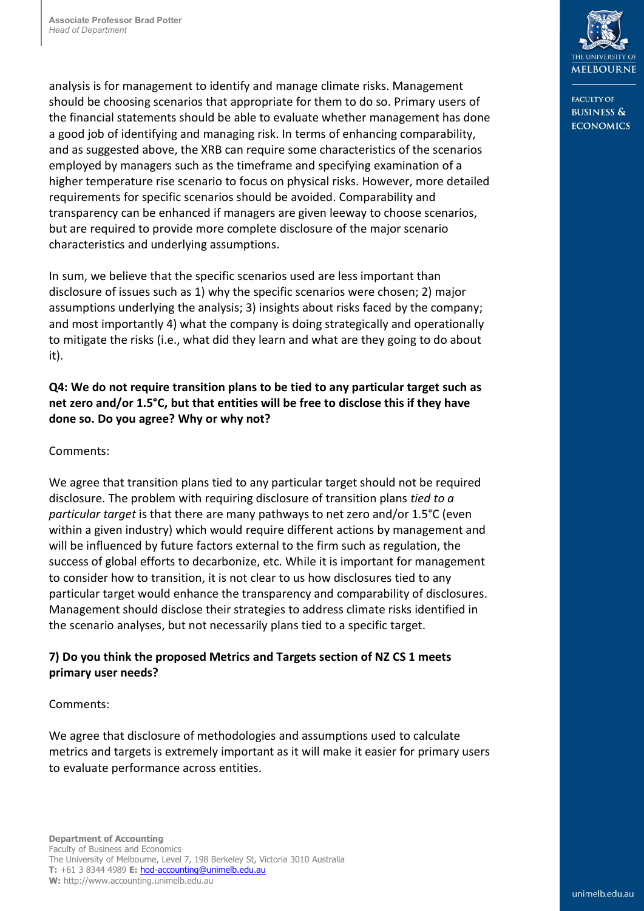analysis is for management to identify and manage climate risks. Management should be choosing scenarios that appropriate for them to do so. Primary users of the financial statements should be able to evaluate whether management has done a good job of identifying and managing risk. In terms of enhancing comparability, and as suggested above, the XRB can require some characteristics of the scenarios employed by managers such as the timeframe and specifying examination of a higher temperature rise scenario to focus on physical risks. However, more detailed requirements for specific scenarios should be avoided. Comparability and transparency can be enhanced if managers are given leeway to choose scenarios, but are required to provide more complete disclosure of the major scenario characteristics and underlying assumptions.

In sum, we believe that the specific scenarios used are less important than disclosure of issues such as 1) why the specific scenarios were chosen; 2) major assumptions underlying the analysis; 3) insights about risks faced by the company; and most importantly 4) what the company is doing strategically and operationally to mitigate the risks (i.e., what did they learn and what are they going to do about it).

**Q4: We do not require transition plans to be tied to any particular target such as net zero and/or 1.5°C, but that entities will be free to disclose this if they have done so. Do you agree? Why or why not?**

Comments:

We agree that transition plans tied to any particular target should not be required disclosure. The problem with requiring disclosure of transition plans *tied to a particular target* is that there are many pathways to net zero and/or 1.5°C (even within a given industry) which would require different actions by management and will be influenced by future factors external to the firm such as regulation, the success of global efforts to decarbonize, etc. While it is important for management to consider how to transition, it is not clear to us how disclosures tied to any particular target would enhance the transparency and comparability of disclosures. Management should disclose their strategies to address climate risks identified in the scenario analyses, but not necessarily plans tied to a specific target.

**7) Do you think the proposed Metrics and Targets section of NZ CS 1 meets primary user needs?**

Comments:

We agree that disclosure of methodologies and assumptions used to calculate metrics and targets is extremely important as it will make it easier for primary users to evaluate performance across entities.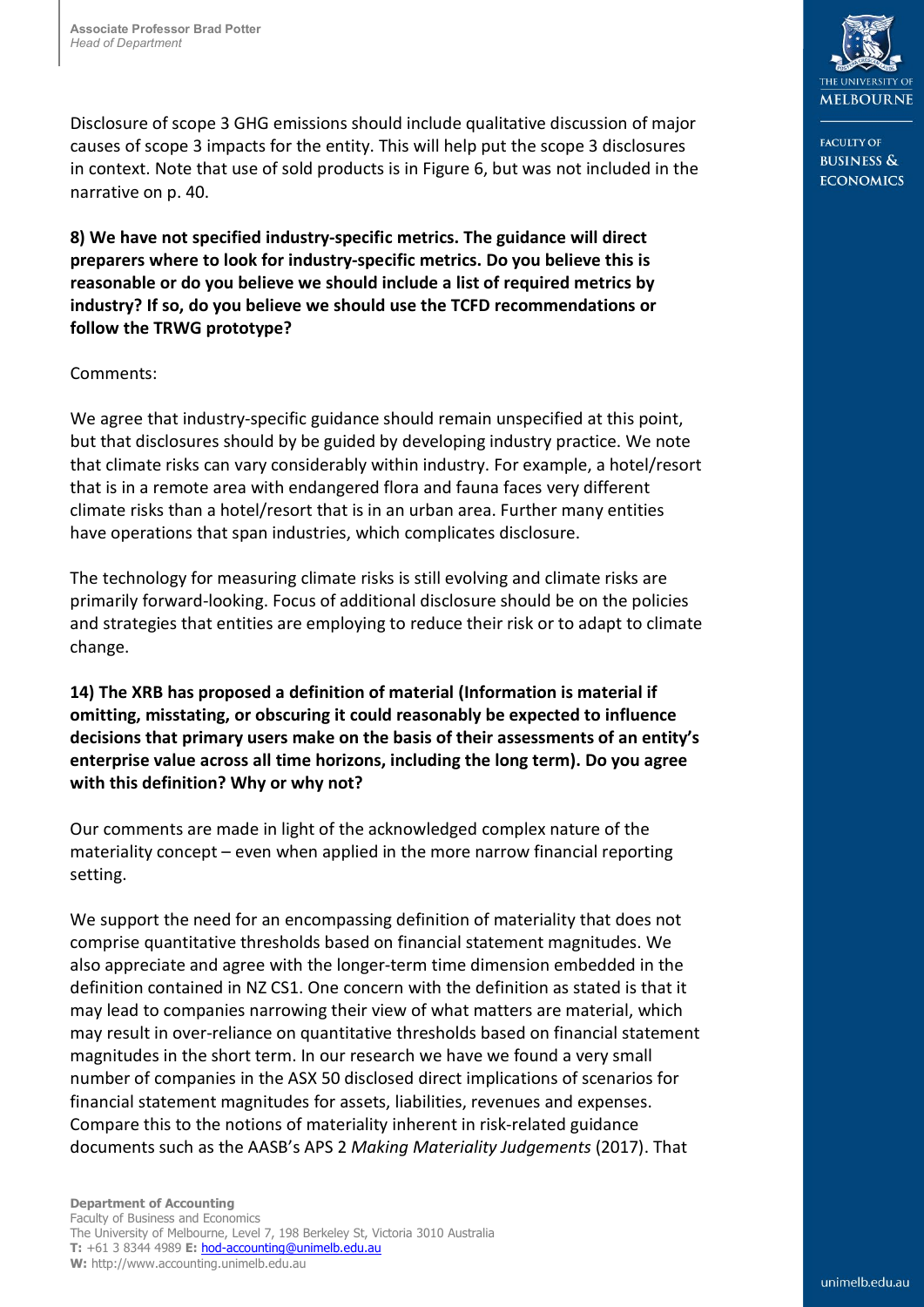Disclosure of scope 3 GHG emissions should include qualitative discussion of major causes of scope 3 impacts for the entity. This will help put the scope 3 disclosures in context. Note that use of sold products is in Figure 6, but was not included in the narrative on p. 40.

**8) We have not specified industry-specific metrics. The guidance will direct preparers where to look for industry-specific metrics. Do you believe this is reasonable or do you believe we should include a list of required metrics by industry? If so, do you believe we should use the TCFD recommendations or follow the TRWG prototype?**

Comments:

We agree that industry-specific guidance should remain unspecified at this point, but that disclosures should by be guided by developing industry practice. We note that climate risks can vary considerably within industry. For example, a hotel/resort that is in a remote area with endangered flora and fauna faces very different climate risks than a hotel/resort that is in an urban area. Further many entities have operations that span industries, which complicates disclosure.

The technology for measuring climate risks is still evolving and climate risks are primarily forward-looking. Focus of additional disclosure should be on the policies and strategies that entities are employing to reduce their risk or to adapt to climate change.

**14) The XRB has proposed a definition of material (Information is material if omitting, misstating, or obscuring it could reasonably be expected to influence decisions that primary users make on the basis of their assessments of an entity's enterprise value across all time horizons, including the long term). Do you agree with this definition? Why or why not?**

Our comments are made in light of the acknowledged complex nature of the materiality concept – even when applied in the more narrow financial reporting setting.

We support the need for an encompassing definition of materiality that does not comprise quantitative thresholds based on financial statement magnitudes. We also appreciate and agree with the longer-term time dimension embedded in the definition contained in NZ CS1. One concern with the definition as stated is that it may lead to companies narrowing their view of what matters are material, which may result in over-reliance on quantitative thresholds based on financial statement magnitudes in the short term. In our research we have we found a very small number of companies in the ASX 50 disclosed direct implications of scenarios for financial statement magnitudes for assets, liabilities, revenues and expenses. Compare this to the notions of materiality inherent in risk-related guidance documents such as the AASB's APS 2 *Making Materiality Judgements* (2017). That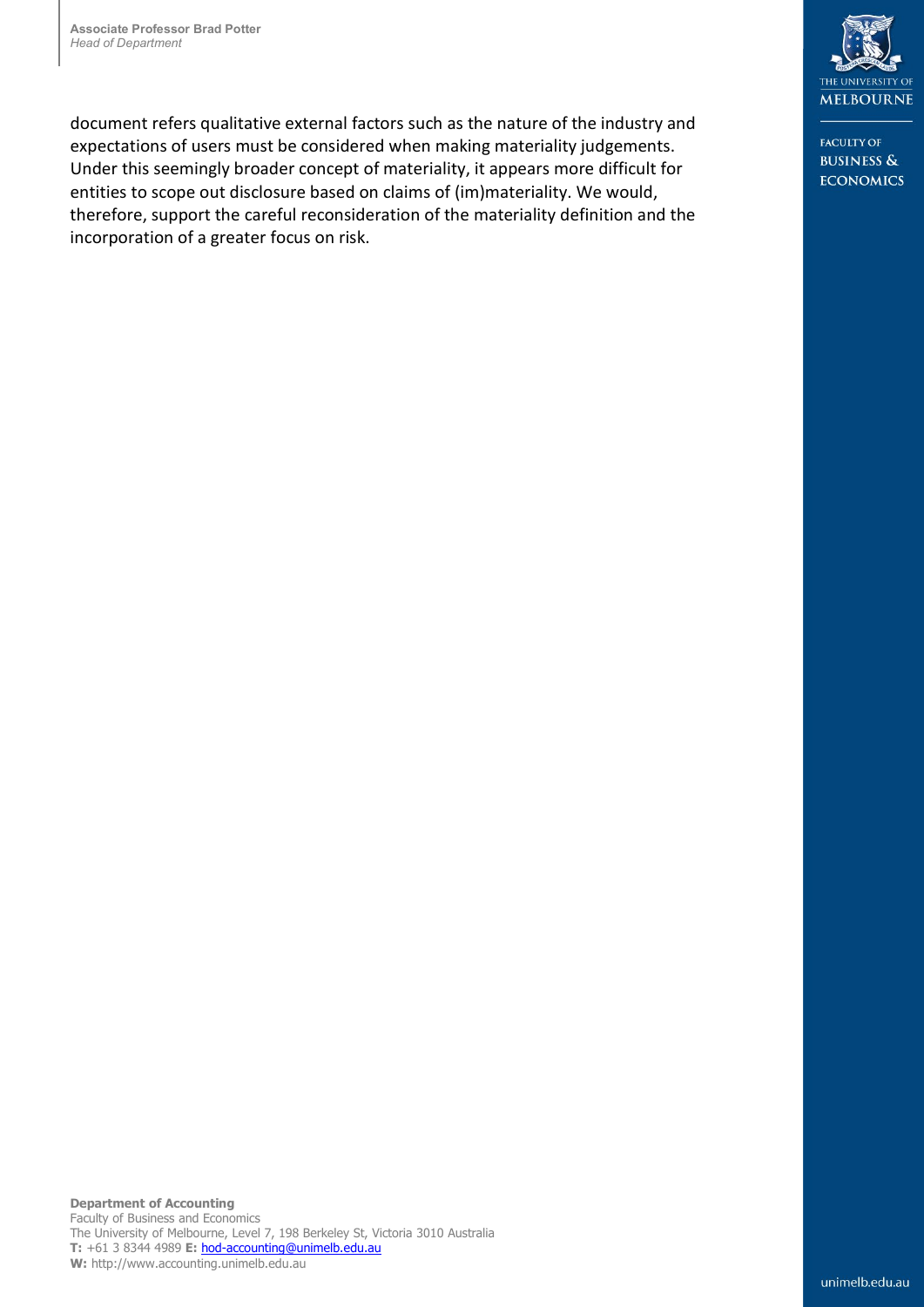document refers qualitative external factors such as the nature of the industry and expectations of users must be considered when making materiality judgements. Under this seemingly broader concept of materiality, it appears more difficult for entities to scope out disclosure based on claims of (im)materiality. We would, therefore, support the careful reconsideration of the materiality definition and the incorporation of a greater focus on risk.